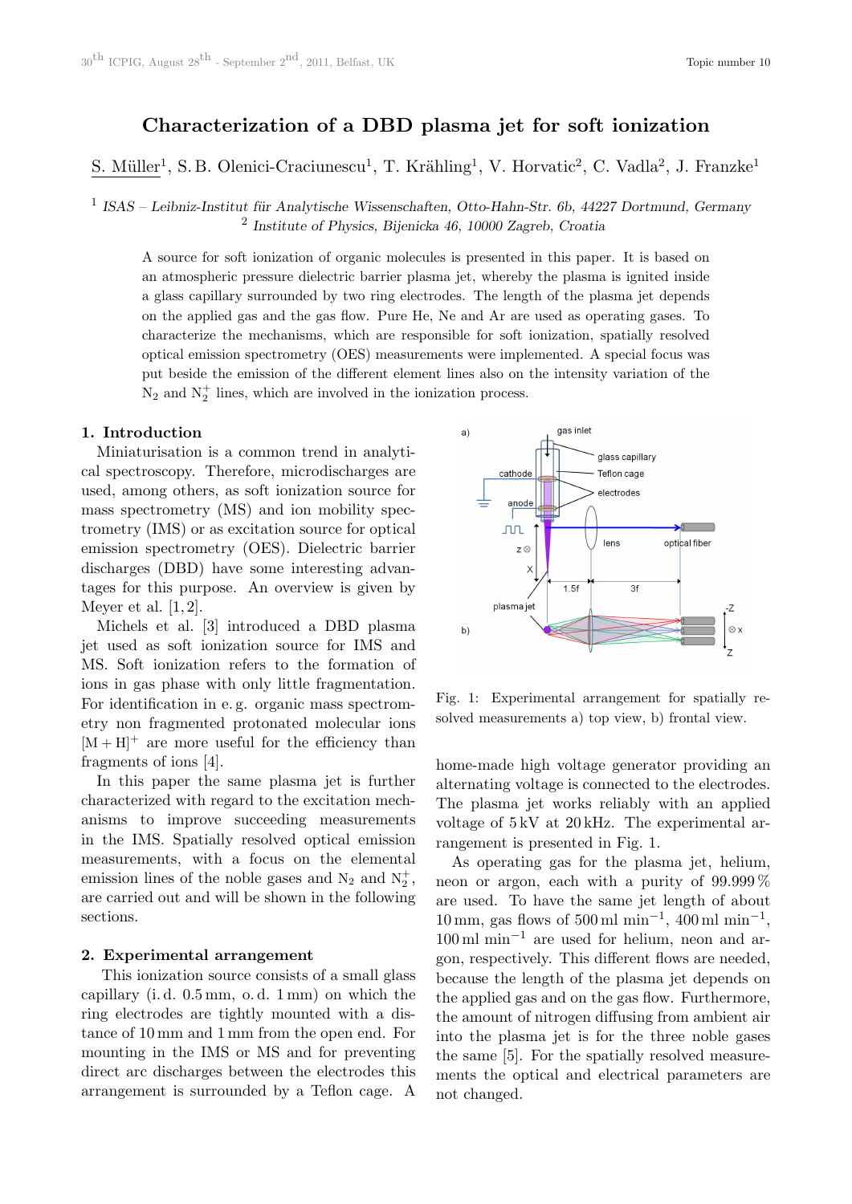# Characterization of a DBD plasma jet for soft ionization

S. Müller[1], S. B. Olenici-Craciunescu[1], T. Krähling[1], V. Horvatic[2], C. Vadla[2], J. Franzke[1]

[1] *ISAS – Leibniz-Institut für Analytische Wissenschaften, Otto-Hahn-Str. 6b, 44227 Dortmund, Germany*
[2] *Institute of Physics, Bijenicka 46, 10000 Zagreb, Croatia*

A source for soft ionization of organic molecules is presented in this paper. It is based on an atmospheric pressure dielectric barrier plasma jet, whereby the plasma is ignited inside a glass capillary surrounded by two ring electrodes. The length of the plasma jet depends on the applied gas and the gas flow. Pure He, Ne and Ar are used as operating gases. To characterize the mechanisms, which are responsible for soft ionization, spatially resolved optical emission spectrometry (OES) measurements were implemented. A special focus was put beside the emission of the different element lines also on the intensity variation of the $N_2$ and $N_2^+$ lines, which are involved in the ionization process.

## 1. Introduction

Miniaturisation is a common trend in analytical spectroscopy. Therefore, microdischarges are used, among others, as soft ionization source for mass spectrometry (MS) and ion mobility spectrometry (IMS) or as excitation source for optical emission spectrometry (OES). Dielectric barrier discharges (DBD) have some interesting advantages for this purpose. An overview is given by Meyer et al. [1, 2].

Michels et al. [3] introduced a DBD plasma jet used as soft ionization source for IMS and MS. Soft ionization refers to the formation of ions in gas phase with only little fragmentation. For identification in e. g. organic mass spectrometry non fragmented protonated molecular ions $[M + H]^+$ are more useful for the efficiency than fragments of ions [4].

In this paper the same plasma jet is further characterized with regard to the excitation mechanisms to improve succeeding measurements in the IMS. Spatially resolved optical emission measurements, with a focus on the elemental emission lines of the noble gases and $N_2$ and $N_2^+$, are carried out and will be shown in the following sections.

## 2. Experimental arrangement

This ionization source consists of a small glass capillary (i. d. 0.5 mm, o. d. 1 mm) on which the ring electrodes are tightly mounted with a distance of 10 mm and 1 mm from the open end. For mounting in the IMS or MS and for preventing direct arc discharges between the electrodes this arrangement is surrounded by a Teflon cage. A home-made high voltage generator providing an alternating voltage is connected to the electrodes. The plasma jet works reliably with an applied voltage of 5 kV at 20 kHz. The experimental arrangement is presented in Fig. 1.

Fig. 1: Experimental arrangement for spatially resolved measurements a) top view, b) frontal view.

As operating gas for the plasma jet, helium, neon or argon, each with a purity of 99.999 % are used. To have the same jet length of about 10 mm, gas flows of 500 ml min$^{-1}$, 400 ml min$^{-1}$, 100 ml min$^{-1}$ are used for helium, neon and argon, respectively. This different flows are needed, because the length of the plasma jet depends on the applied gas and on the gas flow. Furthermore, the amount of nitrogen diffusing from ambient air into the plasma jet is for the three noble gases the same [5]. For the spatially resolved measurements the optical and electrical parameters are not changed.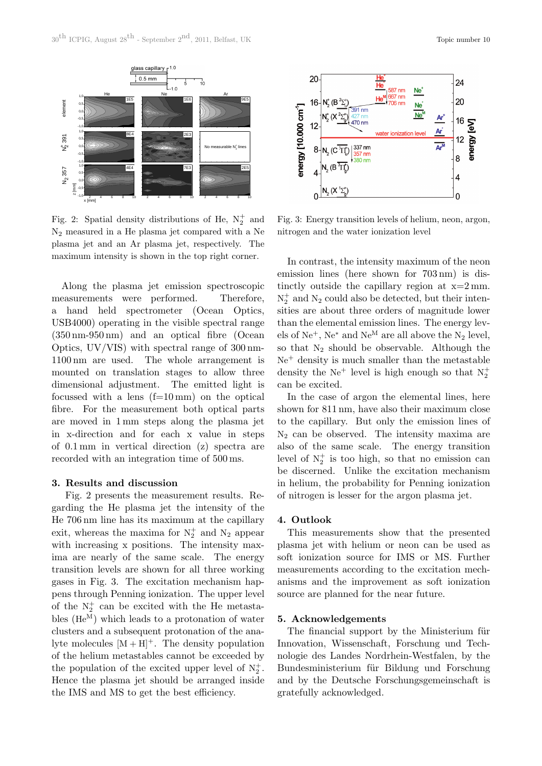Fig. 2: Spatial density distributions of He, $N_2^+$ and $N_2$ measured in a He plasma jet compared with a Ne plasma jet and an Ar plasma jet, respectively. The maximum intensity is shown in the top right corner.

Along the plasma jet emission spectroscopic measurements were performed. Therefore, a hand held spectrometer (Ocean Optics, USB4000) operating in the visible spectral range (350 nm-950 nm) and an optical fibre (Ocean Optics, UV/VIS) with spectral range of 300 nm-1100 nm are used. The whole arrangement is mounted on translation stages to allow three dimensional adjustment. The emitted light is focussed with a lens (f=10 mm) on the optical fibre. For the measurement both optical parts are moved in 1 mm steps along the plasma jet in x-direction and for each x value in steps of 0.1 mm in vertical direction (z) spectra are recorded with an integration time of 500 ms.

## 3. Results and discussion

Fig. 2 presents the measurement results. Regarding the He plasma jet the intensity of the He 706 nm line has its maximum at the capillary exit, whereas the maxima for $N_2^+$ and $N_2$ appear with increasing x positions. The intensity maxima are nearly of the same scale. The energy transition levels are shown for all three working gases in Fig. 3. The excitation mechanism happens through Penning ionization. The upper level of the $N_2^+$ can be excited with the He metastables ($He^M$) which leads to a protonation of water clusters and a subsequent protonation of the analyte molecules $[M + H]^+$. The density population of the helium metastables cannot be exceeded by the population of the excited upper level of $N_2^+$. Hence the plasma jet should be arranged inside the IMS and MS to get the best efficiency.

Fig. 3: Energy transition levels of helium, neon, argon, nitrogen and the water ionization level

In contrast, the intensity maximum of the neon emission lines (here shown for 703 nm) is distinctly outside the capillary region at x=2 mm. $N_2^+$ and $N_2$ could also be detected, but their intensities are about three orders of magnitude lower than the elemental emission lines. The energy levels of $Ne^+$, $Ne^*$ and $Ne^M$ are all above the $N_2$ level, so that $N_2$ should be observable. Although the $Ne^+$ density is much smaller than the metastable density the $Ne^+$ level is high enough so that $N_2^+$ can be excited.

In the case of argon the elemental lines, here shown for 811 nm, have also their maximum close to the capillary. But only the emission lines of $N_2$ can be observed. The intensity maxima are also of the same scale. The energy transition level of $N_2^+$ is too high, so that no emission can be discerned. Unlike the excitation mechanism in helium, the probability for Penning ionization of nitrogen is lesser for the argon plasma jet.

## 4. Outlook

This measurements show that the presented plasma jet with helium or neon can be used as soft ionization source for IMS or MS. Further measurements according to the excitation mechanisms and the improvement as soft ionization source are planned for the near future.

## 5. Acknowledgements

The financial support by the Ministerium für Innovation, Wissenschaft, Forschung und Technologie des Landes Nordrhein-Westfalen, by the Bundesministerium für Bildung und Forschung and by the Deutsche Forschungsgemeinschaft is gratefully acknowledged.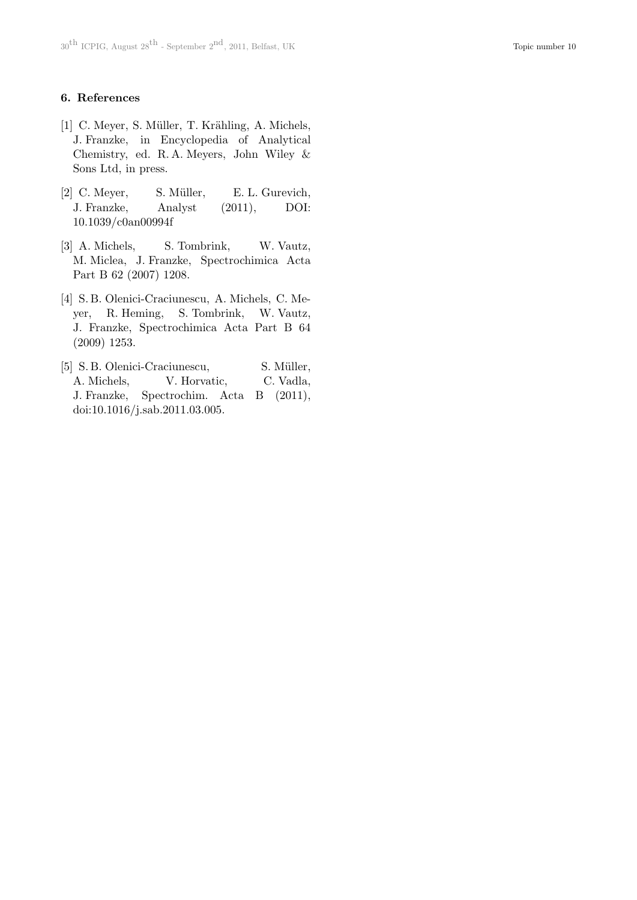## 6. References

[1] C. Meyer, S. Müller, T. Krähling, A. Michels, J. Franzke, in Encyclopedia of Analytical Chemistry, ed. R. A. Meyers, John Wiley & Sons Ltd, in press.

[2] C. Meyer, S. Müller, E. L. Gurevich, J. Franzke, Analyst (2011), DOI: 10.1039/c0an00994f

[3] A. Michels, S. Tombrink, W. Vautz, M. Miclea, J. Franzke, Spectrochimica Acta Part B 62 (2007) 1208.

[4] S. B. Olenici-Craciunescu, A. Michels, C. Meyer, R. Heming, S. Tombrink, W. Vautz, J. Franzke, Spectrochimica Acta Part B 64 (2009) 1253.

[5] S. B. Olenici-Craciunescu, S. Müller, A. Michels, V. Horvatic, C. Vadla, J. Franzke, Spectrochim. Acta B (2011), doi:10.1016/j.sab.2011.03.005.